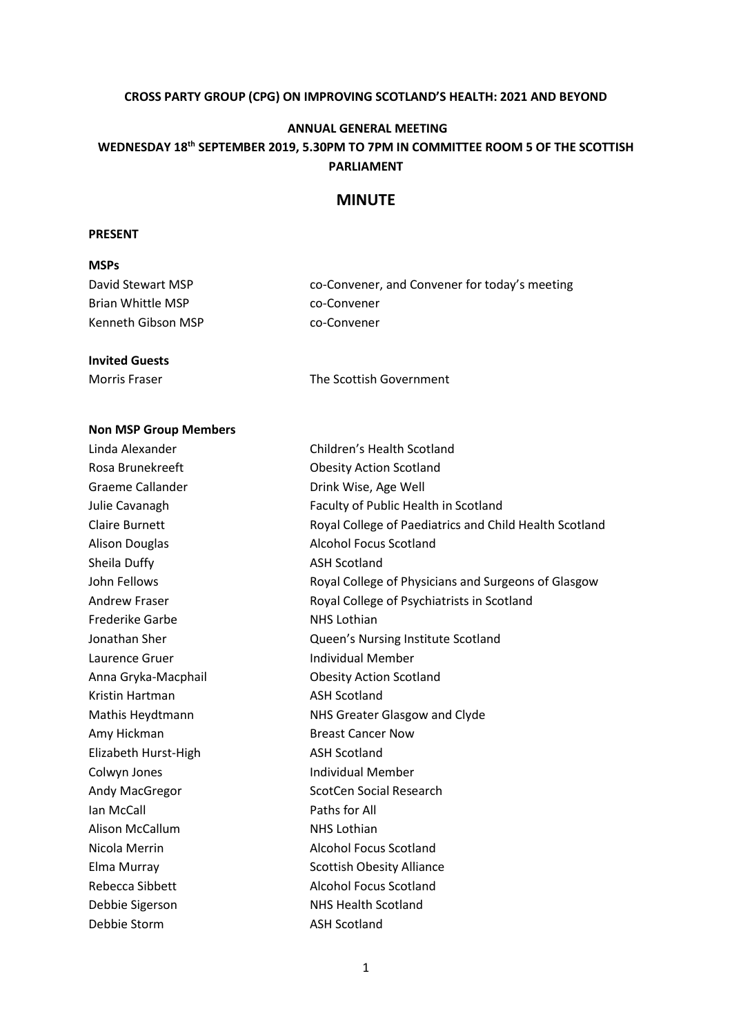**CROSS PARTY GROUP (CPG) ON IMPROVING SCOTLAND'S HEALTH: 2021 AND BEYOND**

**ANNUAL GENERAL MEETING**

**WEDNESDAY 18th SEPTEMBER 2019, 5.30PM TO 7PM IN COMMITTEE ROOM 5 OF THE SCOTTISH PARLIAMENT**

# MINUTE

**PRESENT**

**MSPs**

| | |
|---|---|
| David Stewart MSP | co-Convener, and Convener for today's meeting |
| Brian Whittle MSP | co-Convener |
| Kenneth Gibson MSP | co-Convener |

**Invited Guests**

| | |
|---|---|
| Morris Fraser | The Scottish Government |

**Non MSP Group Members**

| | |
|---|---|
| Linda Alexander | Children's Health Scotland |
| Rosa Brunekreeft | Obesity Action Scotland |
| Graeme Callander | Drink Wise, Age Well |
| Julie Cavanagh | Faculty of Public Health in Scotland |
| Claire Burnett | Royal College of Paediatrics and Child Health Scotland |
| Alison Douglas | Alcohol Focus Scotland |
| Sheila Duffy | ASH Scotland |
| John Fellows | Royal College of Physicians and Surgeons of Glasgow |
| Andrew Fraser | Royal College of Psychiatrists in Scotland |
| Frederike Garbe | NHS Lothian |
| Jonathan Sher | Queen's Nursing Institute Scotland |
| Laurence Gruer | Individual Member |
| Anna Gryka-Macphail | Obesity Action Scotland |
| Kristin Hartman | ASH Scotland |
| Mathis Heydtmann | NHS Greater Glasgow and Clyde |
| Amy Hickman | Breast Cancer Now |
| Elizabeth Hurst-High | ASH Scotland |
| Colwyn Jones | Individual Member |
| Andy MacGregor | ScotCen Social Research |
| Ian McCall | Paths for All |
| Alison McCallum | NHS Lothian |
| Nicola Merrin | Alcohol Focus Scotland |
| Elma Murray | Scottish Obesity Alliance |
| Rebecca Sibbett | Alcohol Focus Scotland |
| Debbie Sigerson | NHS Health Scotland |
| Debbie Storm | ASH Scotland |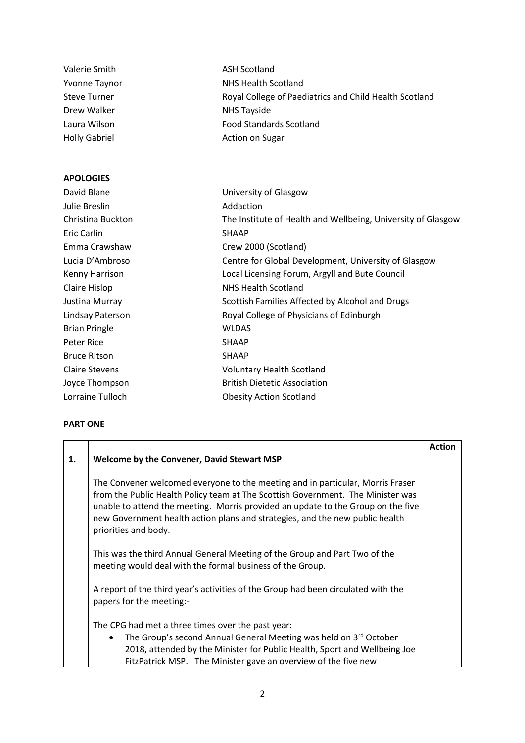| | |
|---|---|
| Valerie Smith | ASH Scotland |
| Yvonne Taynor | NHS Health Scotland |
| Steve Turner | Royal College of Paediatrics and Child Health Scotland |
| Drew Walker | NHS Tayside |
| Laura Wilson | Food Standards Scotland |
| Holly Gabriel | Action on Sugar |

**APOLOGIES**

| | |
|---|---|
| David Blane | University of Glasgow |
| Julie Breslin | Addaction |
| Christina Buckton | The Institute of Health and Wellbeing, University of Glasgow |
| Eric Carlin | SHAAP |
| Emma Crawshaw | Crew 2000 (Scotland) |
| Lucia D'Ambroso | Centre for Global Development, University of Glasgow |
| Kenny Harrison | Local Licensing Forum, Argyll and Bute Council |
| Claire Hislop | NHS Health Scotland |
| Justina Murray | Scottish Families Affected by Alcohol and Drugs |
| Lindsay Paterson | Royal College of Physicians of Edinburgh |
| Brian Pringle | WLDAS |
| Peter Rice | SHAAP |
| Bruce RItson | SHAAP |
| Claire Stevens | Voluntary Health Scotland |
| Joyce Thompson | British Dietetic Association |
| Lorraine Tulloch | Obesity Action Scotland |

**PART ONE**

| | | Action |
|---|---|---|
| 1. | **Welcome by the Convener, David Stewart MSP**<br><br>The Convener welcomed everyone to the meeting and in particular, Morris Fraser from the Public Health Policy team at The Scottish Government. The Minister was unable to attend the meeting. Morris provided an update to the Group on the five new Government health action plans and strategies, and the new public health priorities and body.<br><br>This was the third Annual General Meeting of the Group and Part Two of the meeting would deal with the formal business of the Group.<br><br>A report of the third year's activities of the Group had been circulated with the papers for the meeting:-<br><br>The CPG had met a three times over the past year:<br>• The Group's second Annual General Meeting was held on 3rd October 2018, attended by the Minister for Public Health, Sport and Wellbeing Joe FitzPatrick MSP. The Minister gave an overview of the five new | |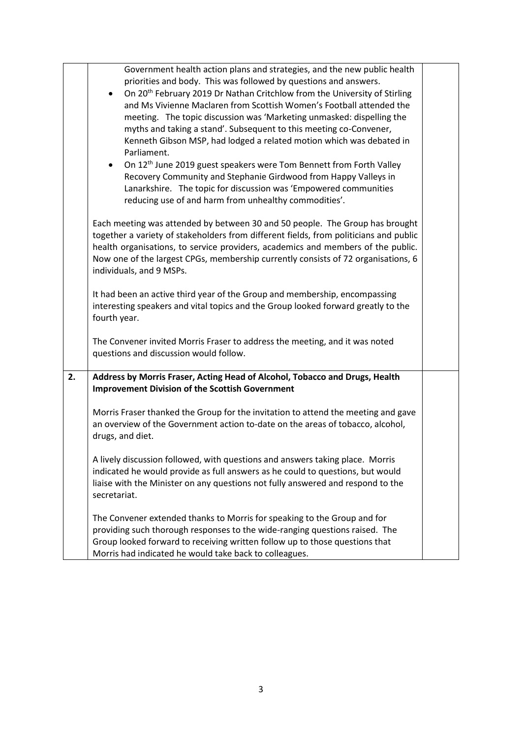| | | |
|---|---|---|
| | Government health action plans and strategies, and the new public health priorities and body. This was followed by questions and answers.<br>• On 20th February 2019 Dr Nathan Critchlow from the University of Stirling and Ms Vivienne Maclaren from Scottish Women's Football attended the meeting. The topic discussion was 'Marketing unmasked: dispelling the myths and taking a stand'. Subsequent to this meeting co-Convener, Kenneth Gibson MSP, had lodged a related motion which was debated in Parliament.<br>• On 12th June 2019 guest speakers were Tom Bennett from Forth Valley Recovery Community and Stephanie Girdwood from Happy Valleys in Lanarkshire. The topic for discussion was 'Empowered communities reducing use of and harm from unhealthy commodities'.<br><br>Each meeting was attended by between 30 and 50 people. The Group has brought together a variety of stakeholders from different fields, from politicians and public health organisations, to service providers, academics and members of the public. Now one of the largest CPGs, membership currently consists of 72 organisations, 6 individuals, and 9 MSPs.<br><br>It had been an active third year of the Group and membership, encompassing interesting speakers and vital topics and the Group looked forward greatly to the fourth year.<br><br>The Convener invited Morris Fraser to address the meeting, and it was noted questions and discussion would follow. | |
| **2.** | **Address by Morris Fraser, Acting Head of Alcohol, Tobacco and Drugs, Health Improvement Division of the Scottish Government**<br><br>Morris Fraser thanked the Group for the invitation to attend the meeting and gave an overview of the Government action to-date on the areas of tobacco, alcohol, drugs, and diet.<br><br>A lively discussion followed, with questions and answers taking place. Morris indicated he would provide as full answers as he could to questions, but would liaise with the Minister on any questions not fully answered and respond to the secretariat.<br><br>The Convener extended thanks to Morris for speaking to the Group and for providing such thorough responses to the wide-ranging questions raised. The Group looked forward to receiving written follow up to those questions that Morris had indicated he would take back to colleagues. | |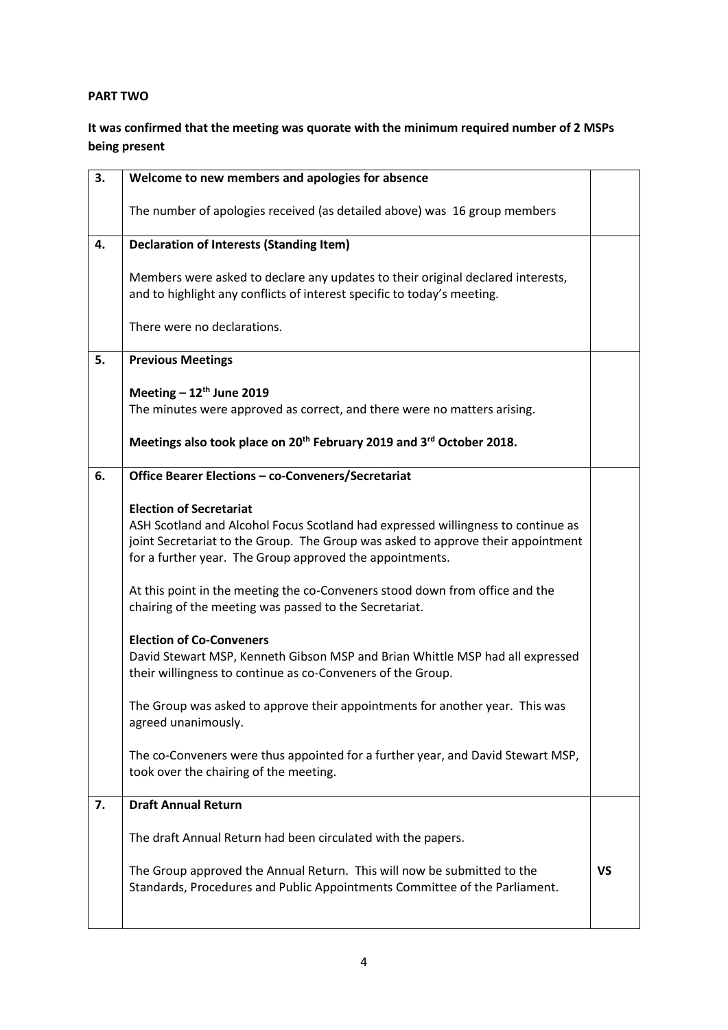**PART TWO**

**It was confirmed that the meeting was quorate with the minimum required number of 2 MSPs being present**

| | | |
|---|---|---|
| **3.** | **Welcome to new members and apologies for absence**<br><br>The number of apologies received (as detailed above) was 16 group members | |
| **4.** | **Declaration of Interests (Standing Item)**<br><br>Members were asked to declare any updates to their original declared interests, and to highlight any conflicts of interest specific to today's meeting.<br><br>There were no declarations. | |
| **5.** | **Previous Meetings**<br><br>**Meeting – 12th June 2019**<br>The minutes were approved as correct, and there were no matters arising.<br><br>**Meetings also took place on 20th February 2019 and 3rd October 2018.** | |
| **6.** | **Office Bearer Elections – co-Conveners/Secretariat**<br><br>**Election of Secretariat**<br>ASH Scotland and Alcohol Focus Scotland had expressed willingness to continue as joint Secretariat to the Group. The Group was asked to approve their appointment for a further year. The Group approved the appointments.<br><br>At this point in the meeting the co-Conveners stood down from office and the chairing of the meeting was passed to the Secretariat.<br><br>**Election of Co-Conveners**<br>David Stewart MSP, Kenneth Gibson MSP and Brian Whittle MSP had all expressed their willingness to continue as co-Conveners of the Group.<br><br>The Group was asked to approve their appointments for another year. This was agreed unanimously.<br><br>The co-Conveners were thus appointed for a further year, and David Stewart MSP, took over the chairing of the meeting. | |
| **7.** | **Draft Annual Return**<br><br>The draft Annual Return had been circulated with the papers.<br><br>The Group approved the Annual Return. This will now be submitted to the Standards, Procedures and Public Appointments Committee of the Parliament. | **VS** |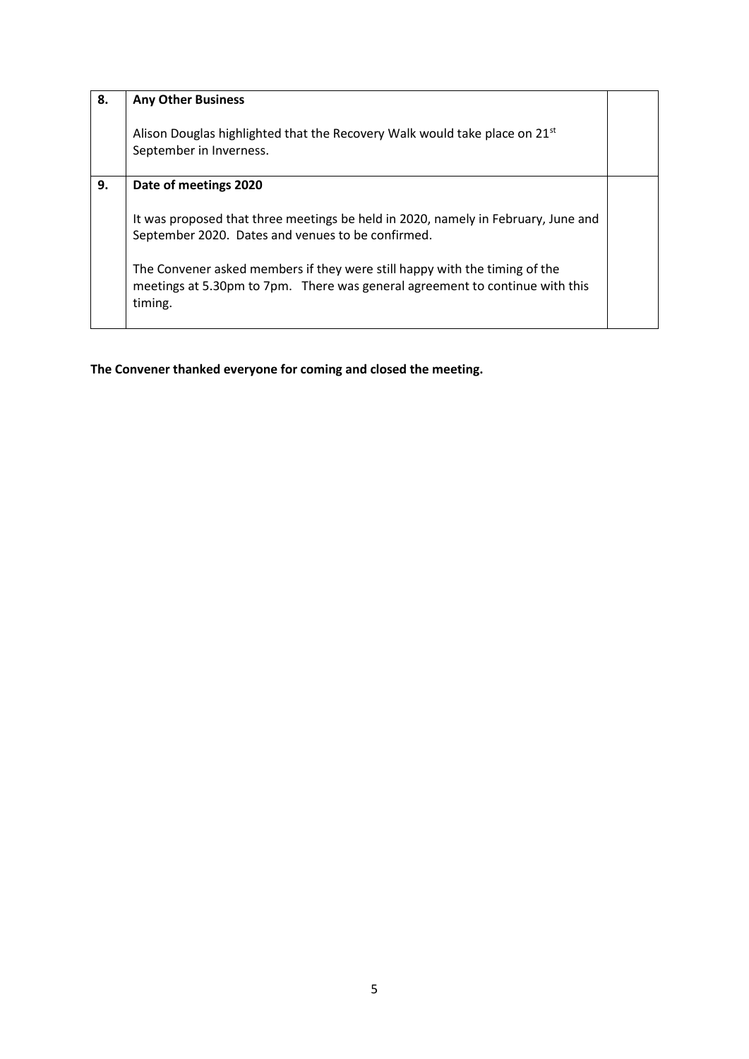| | | |
|---|---|---|
| 8. | **Any Other Business**<br><br>Alison Douglas highlighted that the Recovery Walk would take place on 21st September in Inverness. | |
| 9. | **Date of meetings 2020**<br><br>It was proposed that three meetings be held in 2020, namely in February, June and September 2020. Dates and venues to be confirmed.<br><br>The Convener asked members if they were still happy with the timing of the meetings at 5.30pm to 7pm. There was general agreement to continue with this timing. | |

**The Convener thanked everyone for coming and closed the meeting.**